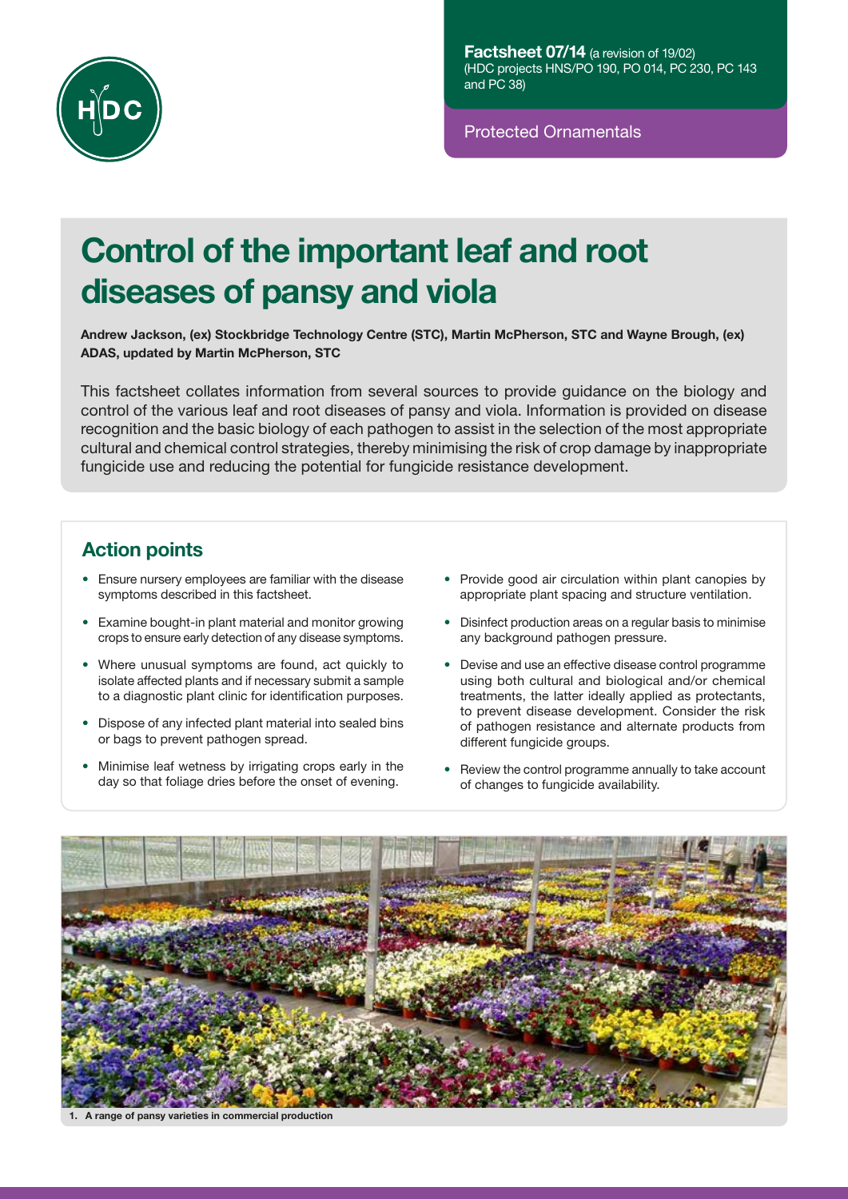**Factsheet 07/14** (a revision of 19/02)
(HDC projects HNS/PO 190, PO 014, PC 230, PC 143 and PC 38)

Protected Ornamentals

# Control of the important leaf and root diseases of pansy and viola

**Andrew Jackson, (ex) Stockbridge Technology Centre (STC), Martin McPherson, STC and Wayne Brough, (ex) ADAS, updated by Martin McPherson, STC**

This factsheet collates information from several sources to provide guidance on the biology and control of the various leaf and root diseases of pansy and viola. Information is provided on disease recognition and the basic biology of each pathogen to assist in the selection of the most appropriate cultural and chemical control strategies, thereby minimising the risk of crop damage by inappropriate fungicide use and reducing the potential for fungicide resistance development.

## Action points

- Ensure nursery employees are familiar with the disease symptoms described in this factsheet.
- Examine bought-in plant material and monitor growing crops to ensure early detection of any disease symptoms.
- Where unusual symptoms are found, act quickly to isolate affected plants and if necessary submit a sample to a diagnostic plant clinic for identification purposes.
- Dispose of any infected plant material into sealed bins or bags to prevent pathogen spread.
- Minimise leaf wetness by irrigating crops early in the day so that foliage dries before the onset of evening.
- Provide good air circulation within plant canopies by appropriate plant spacing and structure ventilation.
- Disinfect production areas on a regular basis to minimise any background pathogen pressure.
- Devise and use an effective disease control programme using both cultural and biological and/or chemical treatments, the latter ideally applied as protectants, to prevent disease development. Consider the risk of pathogen resistance and alternate products from different fungicide groups.
- Review the control programme annually to take account of changes to fungicide availability.

**1. A range of pansy varieties in commercial production**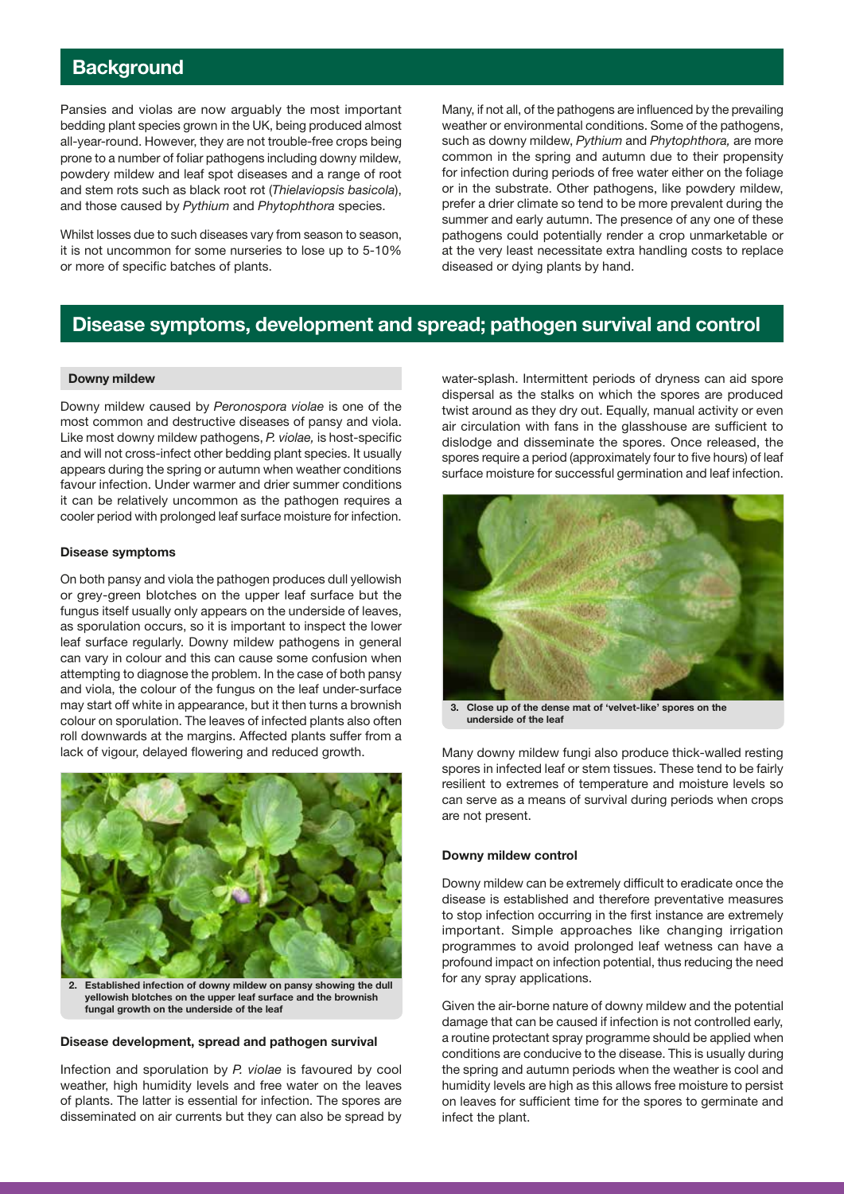## Background

Pansies and violas are now arguably the most important bedding plant species grown in the UK, being produced almost all-year-round. However, they are not trouble-free crops being prone to a number of foliar pathogens including downy mildew, powdery mildew and leaf spot diseases and a range of root and stem rots such as black root rot (*Thielaviopsis basicola*), and those caused by *Pythium* and *Phytophthora* species.

Whilst losses due to such diseases vary from season to season, it is not uncommon for some nurseries to lose up to 5-10% or more of specific batches of plants.

Many, if not all, of the pathogens are influenced by the prevailing weather or environmental conditions. Some of the pathogens, such as downy mildew, *Pythium* and *Phytophthora,* are more common in the spring and autumn due to their propensity for infection during periods of free water either on the foliage or in the substrate. Other pathogens, like powdery mildew, prefer a drier climate so tend to be more prevalent during the summer and early autumn. The presence of any one of these pathogens could potentially render a crop unmarketable or at the very least necessitate extra handling costs to replace diseased or dying plants by hand.

## Disease symptoms, development and spread; pathogen survival and control

### Downy mildew

Downy mildew caused by *Peronospora violae* is one of the most common and destructive diseases of pansy and viola. Like most downy mildew pathogens, *P. violae,* is host-specific and will not cross-infect other bedding plant species. It usually appears during the spring or autumn when weather conditions favour infection. Under warmer and drier summer conditions it can be relatively uncommon as the pathogen requires a cooler period with prolonged leaf surface moisture for infection.

#### Disease symptoms

On both pansy and viola the pathogen produces dull yellowish or grey-green blotches on the upper leaf surface but the fungus itself usually only appears on the underside of leaves, as sporulation occurs, so it is important to inspect the lower leaf surface regularly. Downy mildew pathogens in general can vary in colour and this can cause some confusion when attempting to diagnose the problem. In the case of both pansy and viola, the colour of the fungus on the leaf under-surface may start off white in appearance, but it then turns a brownish colour on sporulation. The leaves of infected plants also often roll downwards at the margins. Affected plants suffer from a lack of vigour, delayed flowering and reduced growth.

**2. Established infection of downy mildew on pansy showing the dull yellowish blotches on the upper leaf surface and the brownish fungal growth on the underside of the leaf**

#### Disease development, spread and pathogen survival

Infection and sporulation by *P. violae* is favoured by cool weather, high humidity levels and free water on the leaves of plants. The latter is essential for infection. The spores are disseminated on air currents but they can also be spread by water-splash. Intermittent periods of dryness can aid spore dispersal as the stalks on which the spores are produced twist around as they dry out. Equally, manual activity or even air circulation with fans in the glasshouse are sufficient to dislodge and disseminate the spores. Once released, the spores require a period (approximately four to five hours) of leaf surface moisture for successful germination and leaf infection.

**3. Close up of the dense mat of 'velvet-like' spores on the underside of the leaf**

Many downy mildew fungi also produce thick-walled resting spores in infected leaf or stem tissues. These tend to be fairly resilient to extremes of temperature and moisture levels so can serve as a means of survival during periods when crops are not present.

#### Downy mildew control

Downy mildew can be extremely difficult to eradicate once the disease is established and therefore preventative measures to stop infection occurring in the first instance are extremely important. Simple approaches like changing irrigation programmes to avoid prolonged leaf wetness can have a profound impact on infection potential, thus reducing the need for any spray applications.

Given the air-borne nature of downy mildew and the potential damage that can be caused if infection is not controlled early, a routine protectant spray programme should be applied when conditions are conducive to the disease. This is usually during the spring and autumn periods when the weather is cool and humidity levels are high as this allows free moisture to persist on leaves for sufficient time for the spores to germinate and infect the plant.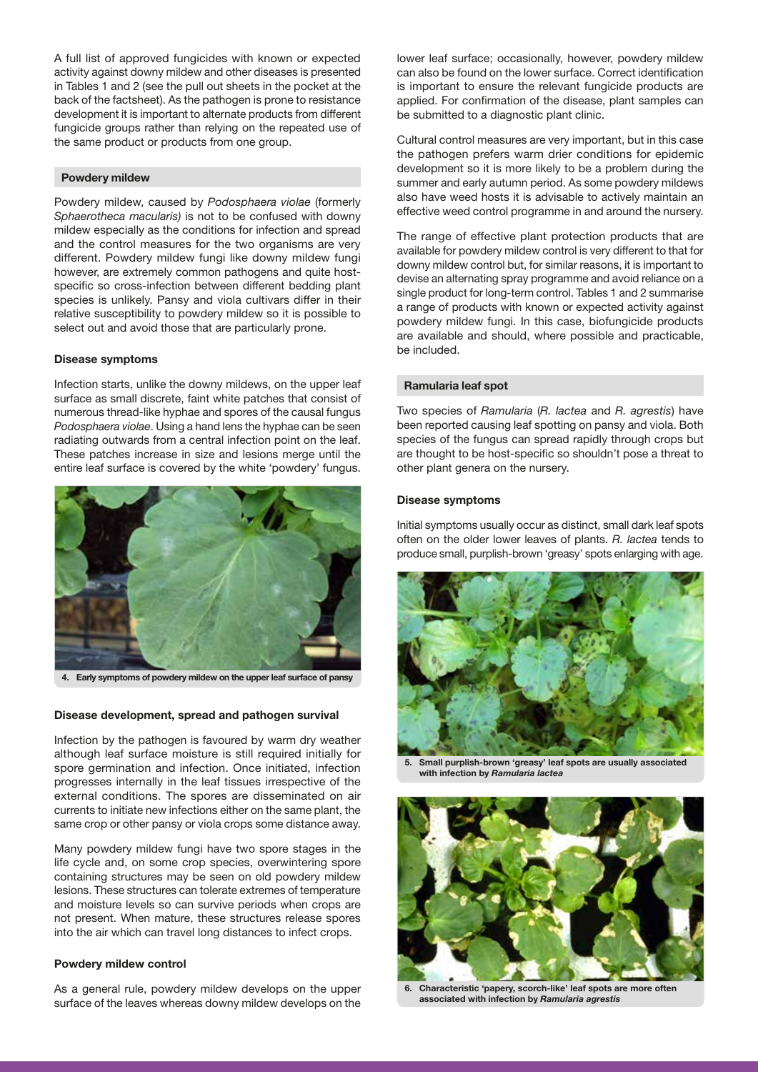A full list of approved fungicides with known or expected activity against downy mildew and other diseases is presented in Tables 1 and 2 (see the pull out sheets in the pocket at the back of the factsheet). As the pathogen is prone to resistance development it is important to alternate products from different fungicide groups rather than relying on the repeated use of the same product or products from one group.

## Powdery mildew

Powdery mildew, caused by *Podosphaera violae* (formerly *Sphaerotheca macularis)* is not to be confused with downy mildew especially as the conditions for infection and spread and the control measures for the two organisms are very different. Powdery mildew fungi like downy mildew fungi however, are extremely common pathogens and quite host-specific so cross-infection between different bedding plant species is unlikely. Pansy and viola cultivars differ in their relative susceptibility to powdery mildew so it is possible to select out and avoid those that are particularly prone.

### Disease symptoms

Infection starts, unlike the downy mildews, on the upper leaf surface as small discrete, faint white patches that consist of numerous thread-like hyphae and spores of the causal fungus *Podosphaera violae*. Using a hand lens the hyphae can be seen radiating outwards from a central infection point on the leaf. These patches increase in size and lesions merge until the entire leaf surface is covered by the white 'powdery' fungus.

**4. Early symptoms of powdery mildew on the upper leaf surface of pansy**

### Disease development, spread and pathogen survival

Infection by the pathogen is favoured by warm dry weather although leaf surface moisture is still required initially for spore germination and infection. Once initiated, infection progresses internally in the leaf tissues irrespective of the external conditions. The spores are disseminated on air currents to initiate new infections either on the same plant, the same crop or other pansy or viola crops some distance away.

Many powdery mildew fungi have two spore stages in the life cycle and, on some crop species, overwintering spore containing structures may be seen on old powdery mildew lesions. These structures can tolerate extremes of temperature and moisture levels so can survive periods when crops are not present. When mature, these structures release spores into the air which can travel long distances to infect crops.

### Powdery mildew control

As a general rule, powdery mildew develops on the upper surface of the leaves whereas downy mildew develops on the lower leaf surface; occasionally, however, powdery mildew can also be found on the lower surface. Correct identification is important to ensure the relevant fungicide products are applied. For confirmation of the disease, plant samples can be submitted to a diagnostic plant clinic.

Cultural control measures are very important, but in this case the pathogen prefers warm drier conditions for epidemic development so it is more likely to be a problem during the summer and early autumn period. As some powdery mildews also have weed hosts it is advisable to actively maintain an effective weed control programme in and around the nursery.

The range of effective plant protection products that are available for powdery mildew control is very different to that for downy mildew control but, for similar reasons, it is important to devise an alternating spray programme and avoid reliance on a single product for long-term control. Tables 1 and 2 summarise a range of products with known or expected activity against powdery mildew fungi. In this case, biofungicide products are available and should, where possible and practicable, be included.

## Ramularia leaf spot

Two species of *Ramularia* (*R. lactea* and *R. agrestis*) have been reported causing leaf spotting on pansy and viola. Both species of the fungus can spread rapidly through crops but are thought to be host-specific so shouldn't pose a threat to other plant genera on the nursery.

### Disease symptoms

Initial symptoms usually occur as distinct, small dark leaf spots often on the older lower leaves of plants. *R. lactea* tends to produce small, purplish-brown 'greasy' spots enlarging with age.

**5. Small purplish-brown 'greasy' leaf spots are usually associated with infection by *Ramularia lactea***

**6. Characteristic 'papery, scorch-like' leaf spots are more often associated with infection by *Ramularia agrestis***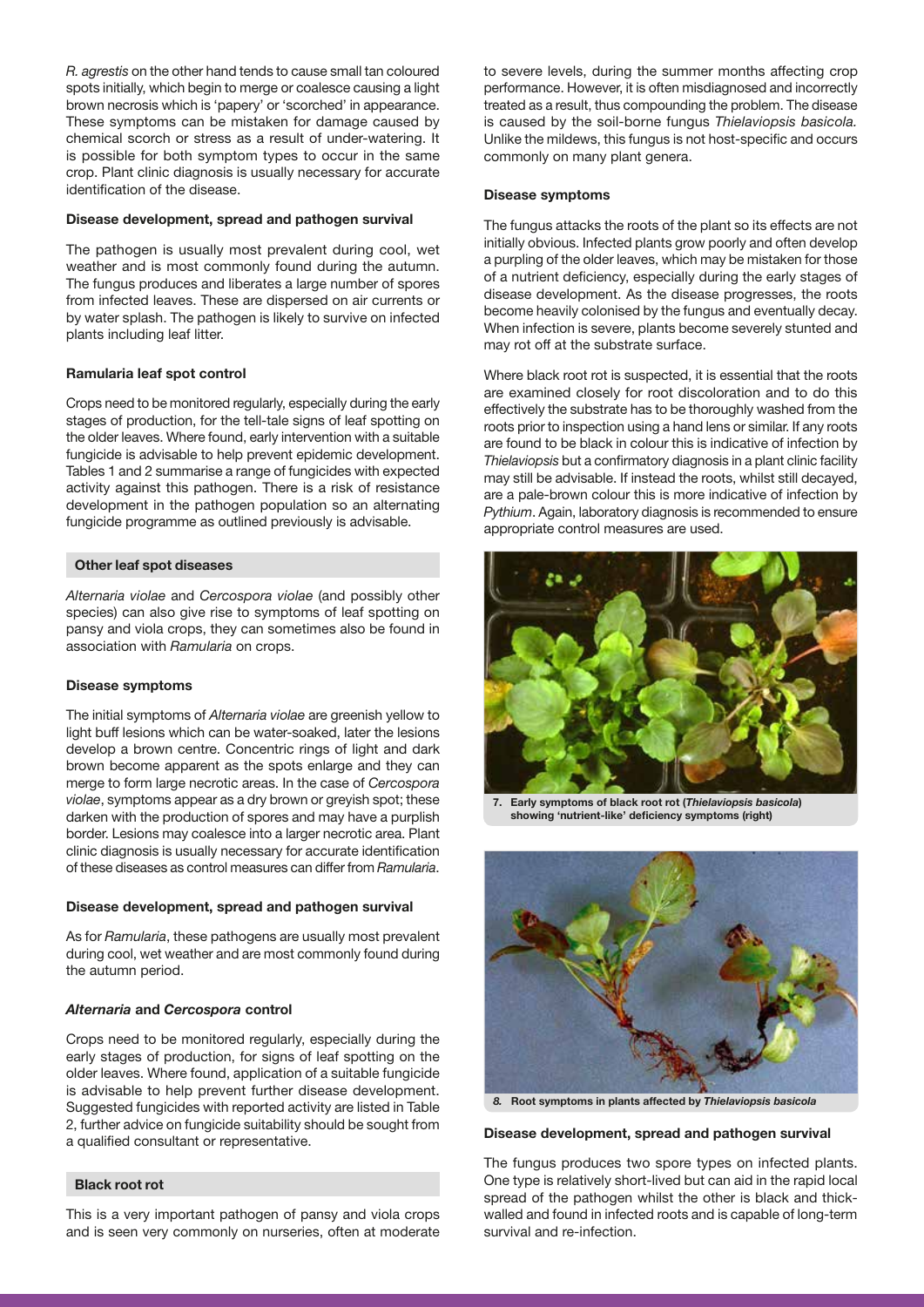*R. agrestis* on the other hand tends to cause small tan coloured spots initially, which begin to merge or coalesce causing a light brown necrosis which is 'papery' or 'scorched' in appearance. These symptoms can be mistaken for damage caused by chemical scorch or stress as a result of under-watering. It is possible for both symptom types to occur in the same crop. Plant clinic diagnosis is usually necessary for accurate identification of the disease.

#### Disease development, spread and pathogen survival

The pathogen is usually most prevalent during cool, wet weather and is most commonly found during the autumn. The fungus produces and liberates a large number of spores from infected leaves. These are dispersed on air currents or by water splash. The pathogen is likely to survive on infected plants including leaf litter.

#### Ramularia leaf spot control

Crops need to be monitored regularly, especially during the early stages of production, for the tell-tale signs of leaf spotting on the older leaves. Where found, early intervention with a suitable fungicide is advisable to help prevent epidemic development. Tables 1 and 2 summarise a range of fungicides with expected activity against this pathogen. There is a risk of resistance development in the pathogen population so an alternating fungicide programme as outlined previously is advisable.

### Other leaf spot diseases

*Alternaria violae* and *Cercospora violae* (and possibly other species) can also give rise to symptoms of leaf spotting on pansy and viola crops, they can sometimes also be found in association with *Ramularia* on crops.

#### Disease symptoms

The initial symptoms of *Alternaria violae* are greenish yellow to light buff lesions which can be water-soaked, later the lesions develop a brown centre. Concentric rings of light and dark brown become apparent as the spots enlarge and they can merge to form large necrotic areas. In the case of *Cercospora violae*, symptoms appear as a dry brown or greyish spot; these darken with the production of spores and may have a purplish border. Lesions may coalesce into a larger necrotic area. Plant clinic diagnosis is usually necessary for accurate identification of these diseases as control measures can differ from *Ramularia*.

#### Disease development, spread and pathogen survival

As for *Ramularia*, these pathogens are usually most prevalent during cool, wet weather and are most commonly found during the autumn period.

#### *Alternaria* and *Cercospora* control

Crops need to be monitored regularly, especially during the early stages of production, for signs of leaf spotting on the older leaves. Where found, application of a suitable fungicide is advisable to help prevent further disease development. Suggested fungicides with reported activity are listed in Table 2, further advice on fungicide suitability should be sought from a qualified consultant or representative.

### Black root rot

This is a very important pathogen of pansy and viola crops and is seen very commonly on nurseries, often at moderate to severe levels, during the summer months affecting crop performance. However, it is often misdiagnosed and incorrectly treated as a result, thus compounding the problem. The disease is caused by the soil-borne fungus *Thielaviopsis basicola.* Unlike the mildews, this fungus is not host-specific and occurs commonly on many plant genera.

#### Disease symptoms

The fungus attacks the roots of the plant so its effects are not initially obvious. Infected plants grow poorly and often develop a purpling of the older leaves, which may be mistaken for those of a nutrient deficiency, especially during the early stages of disease development. As the disease progresses, the roots become heavily colonised by the fungus and eventually decay. When infection is severe, plants become severely stunted and may rot off at the substrate surface.

Where black root rot is suspected, it is essential that the roots are examined closely for root discoloration and to do this effectively the substrate has to be thoroughly washed from the roots prior to inspection using a hand lens or similar. If any roots are found to be black in colour this is indicative of infection by *Thielaviopsis* but a confirmatory diagnosis in a plant clinic facility may still be advisable. If instead the roots, whilst still decayed, are a pale-brown colour this is more indicative of infection by *Pythium*. Again, laboratory diagnosis is recommended to ensure appropriate control measures are used.

**7. Early symptoms of black root rot (*Thielaviopsis basicola*) showing 'nutrient-like' deficiency symptoms (right)**

**8. Root symptoms in plants affected by *Thielaviopsis basicola***

#### Disease development, spread and pathogen survival

The fungus produces two spore types on infected plants. One type is relatively short-lived but can aid in the rapid local spread of the pathogen whilst the other is black and thick-walled and found in infected roots and is capable of long-term survival and re-infection.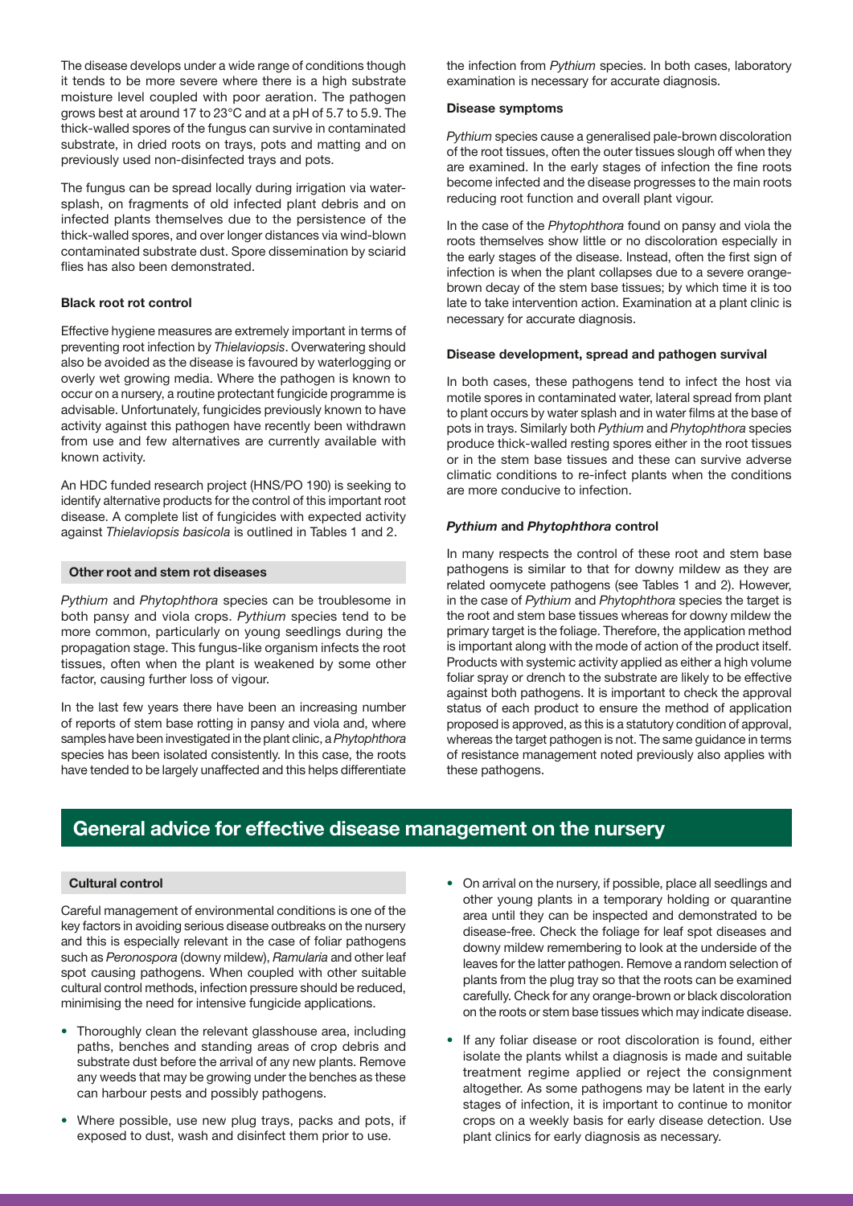The disease develops under a wide range of conditions though it tends to be more severe where there is a high substrate moisture level coupled with poor aeration. The pathogen grows best at around 17 to 23°C and at a pH of 5.7 to 5.9. The thick-walled spores of the fungus can survive in contaminated substrate, in dried roots on trays, pots and matting and on previously used non-disinfected trays and pots.

The fungus can be spread locally during irrigation via water-splash, on fragments of old infected plant debris and on infected plants themselves due to the persistence of the thick-walled spores, and over longer distances via wind-blown contaminated substrate dust. Spore dissemination by sciarid flies has also been demonstrated.

**Black root rot control**

Effective hygiene measures are extremely important in terms of preventing root infection by *Thielaviopsis*. Overwatering should also be avoided as the disease is favoured by waterlogging or overly wet growing media. Where the pathogen is known to occur on a nursery, a routine protectant fungicide programme is advisable. Unfortunately, fungicides previously known to have activity against this pathogen have recently been withdrawn from use and few alternatives are currently available with known activity.

An HDC funded research project (HNS/PO 190) is seeking to identify alternative products for the control of this important root disease. A complete list of fungicides with expected activity against *Thielaviopsis basicola* is outlined in Tables 1 and 2.

### Other root and stem rot diseases

*Pythium* and *Phytophthora* species can be troublesome in both pansy and viola crops. *Pythium* species tend to be more common, particularly on young seedlings during the propagation stage. This fungus-like organism infects the root tissues, often when the plant is weakened by some other factor, causing further loss of vigour.

In the last few years there have been an increasing number of reports of stem base rotting in pansy and viola and, where samples have been investigated in the plant clinic, a *Phytophthora* species has been isolated consistently. In this case, the roots have tended to be largely unaffected and this helps differentiate the infection from *Pythium* species. In both cases, laboratory examination is necessary for accurate diagnosis.

**Disease symptoms**

*Pythium* species cause a generalised pale-brown discoloration of the root tissues, often the outer tissues slough off when they are examined. In the early stages of infection the fine roots become infected and the disease progresses to the main roots reducing root function and overall plant vigour.

In the case of the *Phytophthora* found on pansy and viola the roots themselves show little or no discoloration especially in the early stages of the disease. Instead, often the first sign of infection is when the plant collapses due to a severe orange-brown decay of the stem base tissues; by which time it is too late to take intervention action. Examination at a plant clinic is necessary for accurate diagnosis.

**Disease development, spread and pathogen survival**

In both cases, these pathogens tend to infect the host via motile spores in contaminated water, lateral spread from plant to plant occurs by water splash and in water films at the base of pots in trays. Similarly both *Pythium* and *Phytophthora* species produce thick-walled resting spores either in the root tissues or in the stem base tissues and these can survive adverse climatic conditions to re-infect plants when the conditions are more conducive to infection.

***Pythium* and *Phytophthora* control**

In many respects the control of these root and stem base pathogens is similar to that for downy mildew as they are related oomycete pathogens (see Tables 1 and 2). However, in the case of *Pythium* and *Phytophthora* species the target is the root and stem base tissues whereas for downy mildew the primary target is the foliage. Therefore, the application method is important along with the mode of action of the product itself. Products with systemic activity applied as either a high volume foliar spray or drench to the substrate are likely to be effective against both pathogens. It is important to check the approval status of each product to ensure the method of application proposed is approved, as this is a statutory condition of approval, whereas the target pathogen is not. The same guidance in terms of resistance management noted previously also applies with these pathogens.

## General advice for effective disease management on the nursery

### Cultural control

Careful management of environmental conditions is one of the key factors in avoiding serious disease outbreaks on the nursery and this is especially relevant in the case of foliar pathogens such as *Peronospora* (downy mildew), *Ramularia* and other leaf spot causing pathogens. When coupled with other suitable cultural control methods, infection pressure should be reduced, minimising the need for intensive fungicide applications.

- Thoroughly clean the relevant glasshouse area, including paths, benches and standing areas of crop debris and substrate dust before the arrival of any new plants. Remove any weeds that may be growing under the benches as these can harbour pests and possibly pathogens.
- Where possible, use new plug trays, packs and pots, if exposed to dust, wash and disinfect them prior to use.
- On arrival on the nursery, if possible, place all seedlings and other young plants in a temporary holding or quarantine area until they can be inspected and demonstrated to be disease-free. Check the foliage for leaf spot diseases and downy mildew remembering to look at the underside of the leaves for the latter pathogen. Remove a random selection of plants from the plug tray so that the roots can be examined carefully. Check for any orange-brown or black discoloration on the roots or stem base tissues which may indicate disease.
- If any foliar disease or root discoloration is found, either isolate the plants whilst a diagnosis is made and suitable treatment regime applied or reject the consignment altogether. As some pathogens may be latent in the early stages of infection, it is important to continue to monitor crops on a weekly basis for early disease detection. Use plant clinics for early diagnosis as necessary.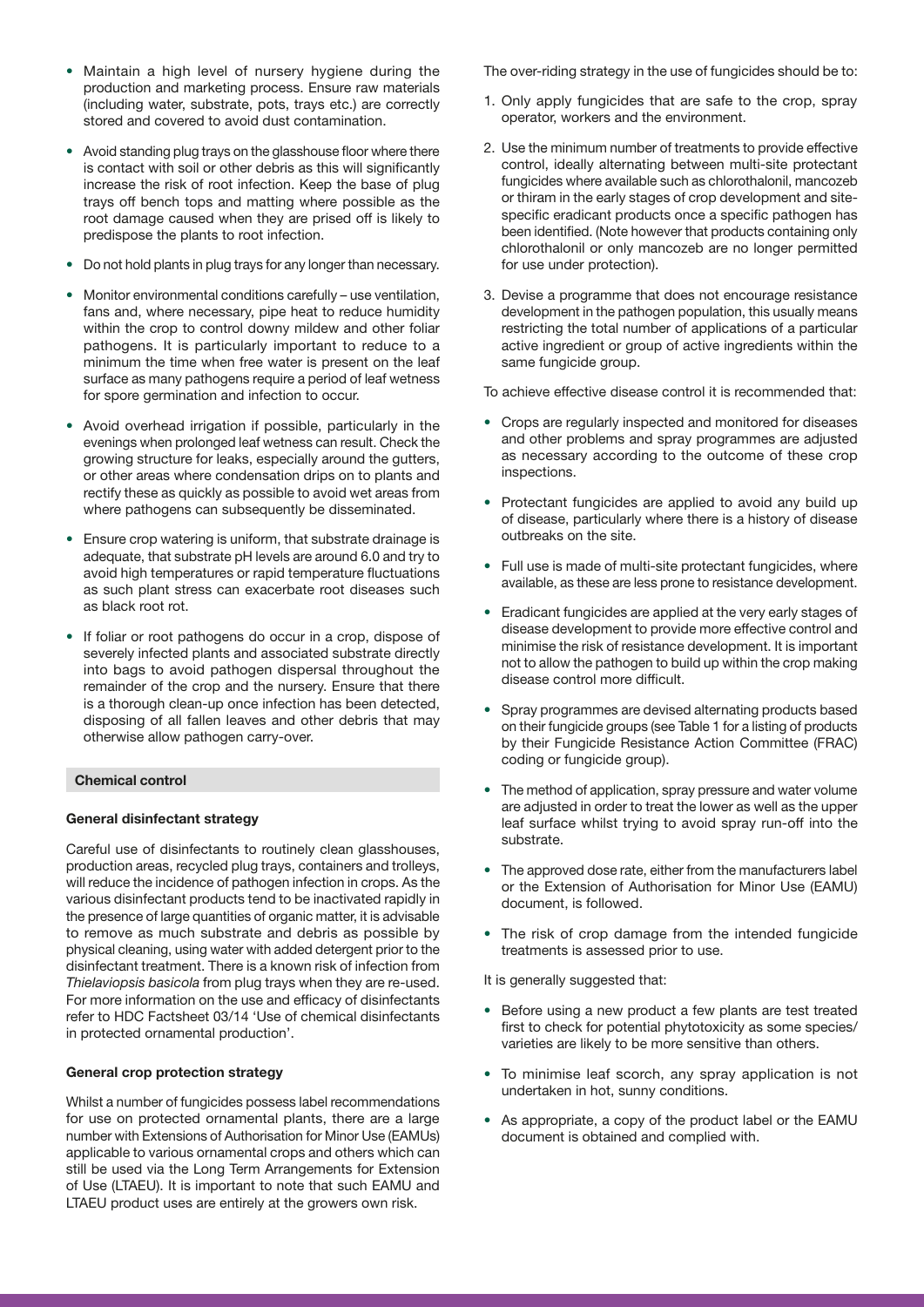- Maintain a high level of nursery hygiene during the production and marketing process. Ensure raw materials (including water, substrate, pots, trays etc.) are correctly stored and covered to avoid dust contamination.
- Avoid standing plug trays on the glasshouse floor where there is contact with soil or other debris as this will significantly increase the risk of root infection. Keep the base of plug trays off bench tops and matting where possible as the root damage caused when they are prised off is likely to predispose the plants to root infection.
- Do not hold plants in plug trays for any longer than necessary.
- Monitor environmental conditions carefully – use ventilation, fans and, where necessary, pipe heat to reduce humidity within the crop to control downy mildew and other foliar pathogens. It is particularly important to reduce to a minimum the time when free water is present on the leaf surface as many pathogens require a period of leaf wetness for spore germination and infection to occur.
- Avoid overhead irrigation if possible, particularly in the evenings when prolonged leaf wetness can result. Check the growing structure for leaks, especially around the gutters, or other areas where condensation drips on to plants and rectify these as quickly as possible to avoid wet areas from where pathogens can subsequently be disseminated.
- Ensure crop watering is uniform, that substrate drainage is adequate, that substrate pH levels are around 6.0 and try to avoid high temperatures or rapid temperature fluctuations as such plant stress can exacerbate root diseases such as black root rot.
- If foliar or root pathogens do occur in a crop, dispose of severely infected plants and associated substrate directly into bags to avoid pathogen dispersal throughout the remainder of the crop and the nursery. Ensure that there is a thorough clean-up once infection has been detected, disposing of all fallen leaves and other debris that may otherwise allow pathogen carry-over.

## Chemical control

### General disinfectant strategy

Careful use of disinfectants to routinely clean glasshouses, production areas, recycled plug trays, containers and trolleys, will reduce the incidence of pathogen infection in crops. As the various disinfectant products tend to be inactivated rapidly in the presence of large quantities of organic matter, it is advisable to remove as much substrate and debris as possible by physical cleaning, using water with added detergent prior to the disinfectant treatment. There is a known risk of infection from *Thielaviopsis basicola* from plug trays when they are re-used. For more information on the use and efficacy of disinfectants refer to HDC Factsheet 03/14 'Use of chemical disinfectants in protected ornamental production'.

### General crop protection strategy

Whilst a number of fungicides possess label recommendations for use on protected ornamental plants, there are a large number with Extensions of Authorisation for Minor Use (EAMUs) applicable to various ornamental crops and others which can still be used via the Long Term Arrangements for Extension of Use (LTAEU). It is important to note that such EAMU and LTAEU product uses are entirely at the growers own risk.

The over-riding strategy in the use of fungicides should be to:

1. Only apply fungicides that are safe to the crop, spray operator, workers and the environment.
2. Use the minimum number of treatments to provide effective control, ideally alternating between multi-site protectant fungicides where available such as chlorothalonil, mancozeb or thiram in the early stages of crop development and site-specific eradicant products once a specific pathogen has been identified. (Note however that products containing only chlorothalonil or only mancozeb are no longer permitted for use under protection).
3. Devise a programme that does not encourage resistance development in the pathogen population, this usually means restricting the total number of applications of a particular active ingredient or group of active ingredients within the same fungicide group.

To achieve effective disease control it is recommended that:

- Crops are regularly inspected and monitored for diseases and other problems and spray programmes are adjusted as necessary according to the outcome of these crop inspections.
- Protectant fungicides are applied to avoid any build up of disease, particularly where there is a history of disease outbreaks on the site.
- Full use is made of multi-site protectant fungicides, where available, as these are less prone to resistance development.
- Eradicant fungicides are applied at the very early stages of disease development to provide more effective control and minimise the risk of resistance development. It is important not to allow the pathogen to build up within the crop making disease control more difficult.
- Spray programmes are devised alternating products based on their fungicide groups (see Table 1 for a listing of products by their Fungicide Resistance Action Committee (FRAC) coding or fungicide group).
- The method of application, spray pressure and water volume are adjusted in order to treat the lower as well as the upper leaf surface whilst trying to avoid spray run-off into the substrate.
- The approved dose rate, either from the manufacturers label or the Extension of Authorisation for Minor Use (EAMU) document, is followed.
- The risk of crop damage from the intended fungicide treatments is assessed prior to use.

It is generally suggested that:

- Before using a new product a few plants are test treated first to check for potential phytotoxicity as some species/varieties are likely to be more sensitive than others.
- To minimise leaf scorch, any spray application is not undertaken in hot, sunny conditions.
- As appropriate, a copy of the product label or the EAMU document is obtained and complied with.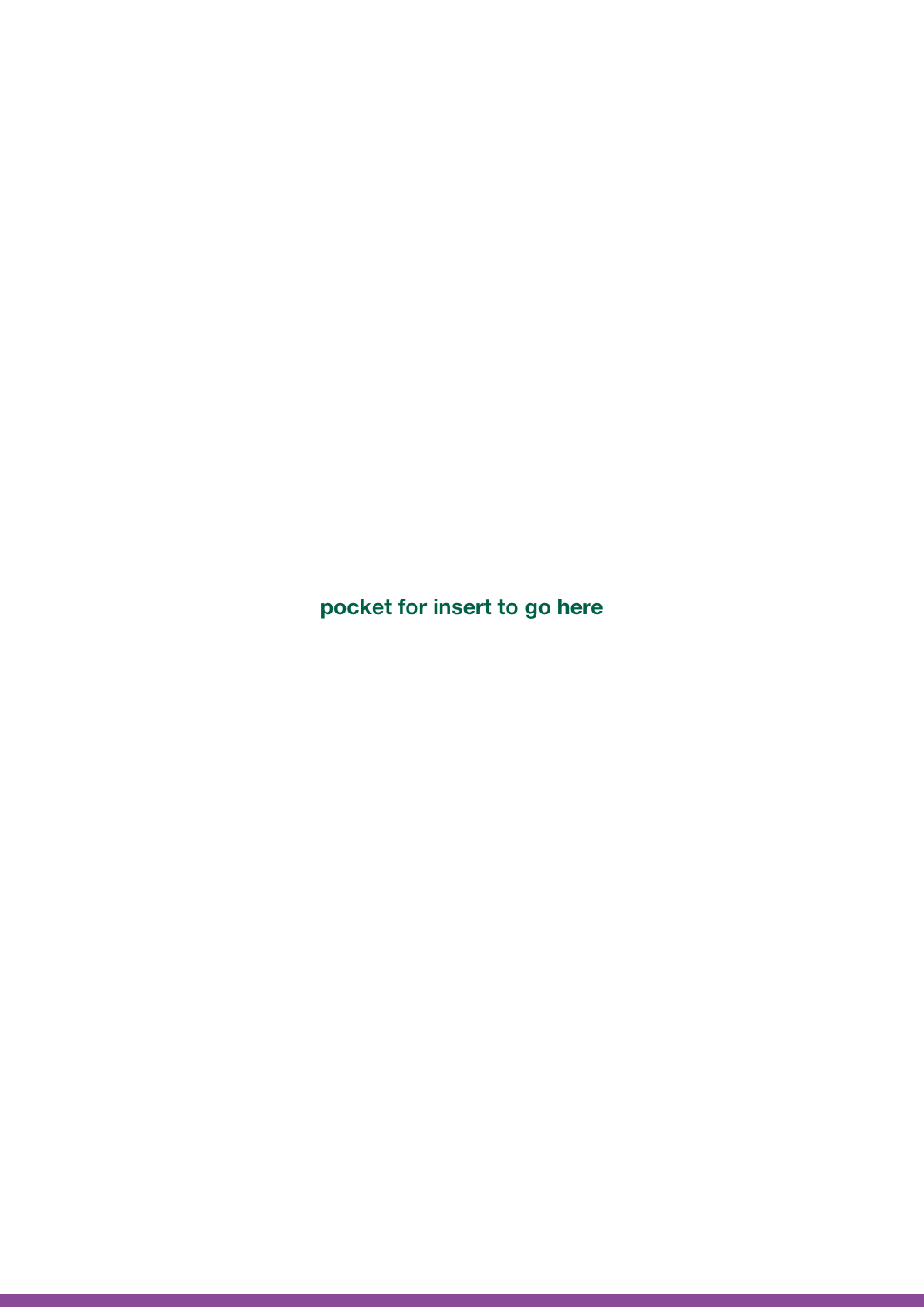**pocket for insert to go here**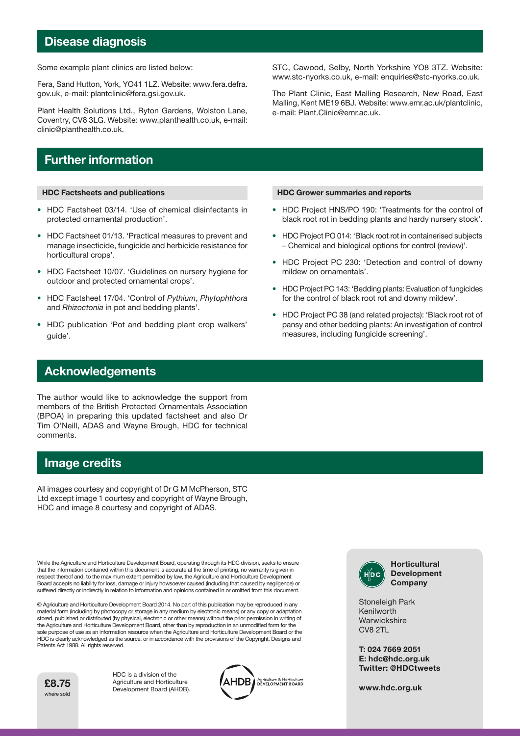## Disease diagnosis

Some example plant clinics are listed below:

Fera, Sand Hutton, York, YO41 1LZ. Website: www.fera.defra.gov.uk, e-mail: plantclinic@fera.gsi.gov.uk.

Plant Health Solutions Ltd., Ryton Gardens, Wolston Lane, Coventry, CV8 3LG. Website: www.planthealth.co.uk, e-mail: clinic@planthealth.co.uk.

STC, Cawood, Selby, North Yorkshire YO8 3TZ. Website: www.stc-nyorks.co.uk, e-mail: enquiries@stc-nyorks.co.uk.

The Plant Clinic, East Malling Research, New Road, East Malling, Kent ME19 6BJ. Website: www.emr.ac.uk/plantclinic, e-mail: Plant.Clinic@emr.ac.uk.

## Further information

### HDC Factsheets and publications

- HDC Factsheet 03/14. 'Use of chemical disinfectants in protected ornamental production'.
- HDC Factsheet 01/13. 'Practical measures to prevent and manage insecticide, fungicide and herbicide resistance for horticultural crops'.
- HDC Factsheet 10/07. 'Guidelines on nursery hygiene for outdoor and protected ornamental crops'.
- HDC Factsheet 17/04. 'Control of *Pythium*, *Phytophthora* and *Rhizoctonia* in pot and bedding plants'.
- HDC publication 'Pot and bedding plant crop walkers' guide'.

### HDC Grower summaries and reports

- HDC Project HNS/PO 190: 'Treatments for the control of black root rot in bedding plants and hardy nursery stock'.
- HDC Project PO 014: 'Black root rot in containerised subjects – Chemical and biological options for control (review)'.
- HDC Project PC 230: 'Detection and control of downy mildew on ornamentals'.
- HDC Project PC 143: 'Bedding plants: Evaluation of fungicides for the control of black root rot and downy mildew'.
- HDC Project PC 38 (and related projects): 'Black root rot of pansy and other bedding plants: An investigation of control measures, including fungicide screening'.

## Acknowledgements

The author would like to acknowledge the support from members of the British Protected Ornamentals Association (BPOA) in preparing this updated factsheet and also Dr Tim O'Neill, ADAS and Wayne Brough, HDC for technical comments.

## Image credits

All images courtesy and copyright of Dr G M McPherson, STC Ltd except image 1 courtesy and copyright of Wayne Brough, HDC and image 8 courtesy and copyright of ADAS.

While the Agriculture and Horticulture Development Board, operating through its HDC division, seeks to ensure that the information contained within this document is accurate at the time of printing, no warranty is given in respect thereof and, to the maximum extent permitted by law, the Agriculture and Horticulture Development Board accepts no liability for loss, damage or injury howsoever caused (including that caused by negligence) or suffered directly or indirectly in relation to information and opinions contained in or omitted from this document.

© Agriculture and Horticulture Development Board 2014. No part of this publication may be reproduced in any material form (including by photocopy or storage in any medium by electronic means) or any copy or adaptation stored, published or distributed (by physical, electronic or other means) without the prior permission in writing of the Agriculture and Horticulture Development Board, other than by reproduction in an unmodified form for the sole purpose of use as an information resource when the Agriculture and Horticulture Development Board or the HDC is clearly acknowledged as the source, or in accordance with the provisions of the Copyright, Designs and Patents Act 1988. All rights reserved.

**£8.75** where sold

HDC is a division of the Agriculture and Horticulture Development Board (AHDB).

**Horticultural Development Company**

Stoneleigh Park
Kenilworth
Warwickshire
CV8 2TL

**T: 024 7669 2051**
**E: hdc@hdc.org.uk**
**Twitter: @HDCtweets**

**www.hdc.org.uk**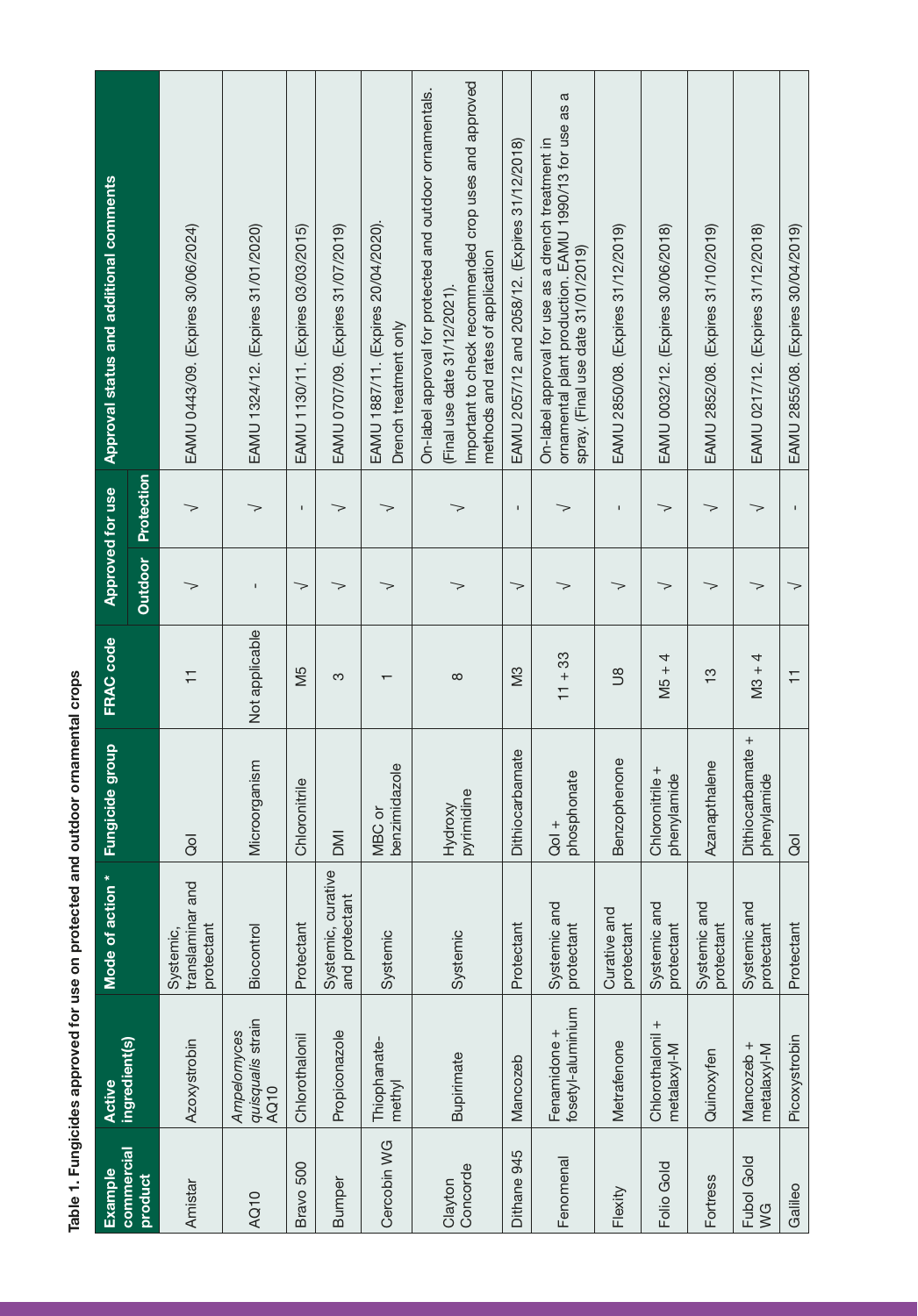**Table 1. Fungicides approved for use on protected and outdoor ornamental crops**

| Example commercial product | Active ingredient(s) | Mode of action * | Fungicide group | FRAC code | Approved for use | | Approval status and additional comments |
|---|---|---|---|---|---|---|---|
| | | | | | Outdoor | Protection | |
| Amistar | Azoxystrobin | Systemic, translaminar and protectant | QoI | 11 | √ | √ | EAMU 0443/09. (Expires 30/06/2024) |
| AQ10 | *Ampelomyces quisqualis* strain AQ10 | Biocontrol | Microorganism | Not applicable | - | √ | EAMU 1324/12. (Expires 31/01/2020) |
| Bravo 500 | Chlorothalonil | Protectant | Chloronitrile | M5 | √ | - | EAMU 1130/11. (Expires 03/03/2015) |
| Bumper | Propiconazole | Systemic, curative and protectant | DMI | 3 | √ | √ | EAMU 0707/09. (Expires 31/07/2019) |
| Cercobin WG | Thiophanate-methyl | Systemic | MBC or benzimidazole | 1 | √ | √ | EAMU 1887/11. (Expires 20/04/2020). Drench treatment only |
| Clayton Concorde | Bupirimate | Systemic | Hydroxy pyrimidine | 8 | √ | √ | On-label approval for protected and outdoor ornamentals. (Final use date 31/12/2021). Important to check recommended crop uses and approved methods and rates of application |
| Dithane 945 | Mancozeb | Protectant | Dithiocarbamate | M3 | √ | - | EAMU 2057/12 and 2058/12. (Expires 31/12/2018) |
| Fenomenal | Fenamidone + fosetyl-aluminium | Systemic and protectant | QoI + phosphonate | 11 + 33 | √ | √ | On-label approval for use as a drench treatment in ornamental plant production. EAMU 1990/13 for use as a spray. (Final use date 31/01/2019) |
| Flexity | Metrafenone | Curative and protectant | Benzophenone | U8 | √ | - | EAMU 2850/08. (Expires 31/12/2019) |
| Folio Gold | Chlorothalonil + metalaxyl-M | Systemic and protectant | Chloronitrile + phenylamide | M5 + 4 | √ | √ | EAMU 0032/12. (Expires 30/06/2018) |
| Fortress | Quinoxyfen | Systemic and protectant | Azanapthalene | 13 | √ | √ | EAMU 2852/08. (Expires 31/10/2019) |
| Fubol Gold WG | Mancozeb + metalaxyl-M | Systemic and protectant | Dithiocarbamate + phenylamide | M3 + 4 | √ | √ | EAMU 0217/12. (Expires 31/12/2018) |
| Galileo | Picoxystrobin | Protectant | QoI | 11 | √ | - | EAMU 2855/08. (Expires 30/04/2019) |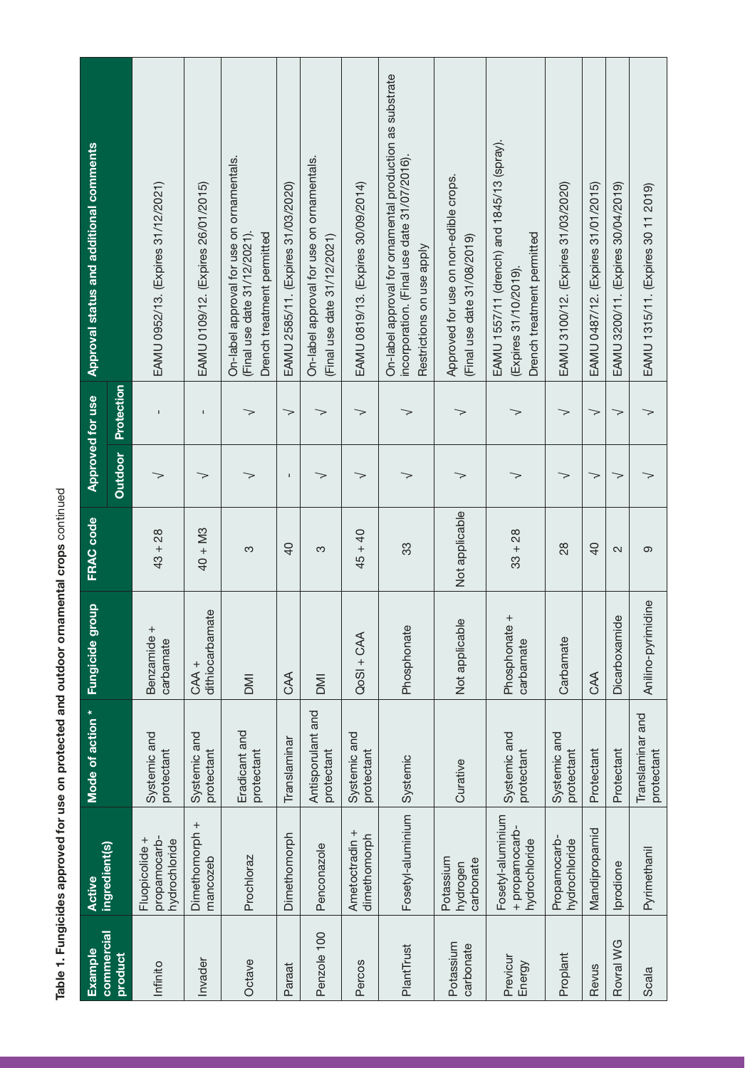**Table 1. Fungicides approved for use on protected and outdoor ornamental crops** continued

| Example commercial product | Active ingredient(s) | Mode of action * | Fungicide group | FRAC code | Approved for use | | Approval status and additional comments |
|---|---|---|---|---|---|---|---|
| | | | | | Outdoor | Protection | |
| Infinito | Fluopicolide + propamocarb-hydrochloride | Systemic and protectant | Benzamide + carbamate | 43 + 28 | √ | - | EAMU 0952/13. (Expires 31/12/2021) |
| Invader | Dimethomorph + mancozeb | Systemic and protectant | CAA + dithiocarbamate | 40 + M3 | √ | - | EAMU 0109/12. (Expires 26/01/2015) |
| Octave | Prochloraz | Eradicant and protectant | DMI | 3 | √ | √ | On-label approval for use on ornamentals. (Final use date 31/12/2021). Drench treatment permitted |
| Paraat | Dimethomorph | Translaminar | CAA | 40 | - | √ | EAMU 2585/11. (Expires 31/03/2020) |
| Penzole 100 | Penconazole | Antisporulant and protectant | DMI | 3 | √ | √ | On-label approval for use on ornamentals. (Final use date 31/12/2021) |
| Percos | Ametoctradin + dimethomorph | Systemic and protectant | QoSI + CAA | 45 + 40 | √ | √ | EAMU 0819/13. (Expires 30/09/2014) |
| PlantTrust | Fosetyl-aluminium | Systemic | Phosphonate | 33 | √ | √ | On-label approval for ornamental production as substrate incorporation. (Final use date 31/07/2016). Restrictions on use apply |
| Potassium carbonate | Potassium hydrogen carbonate | Curative | Not applicable | Not applicable | √ | √ | Approved for use on non-edible crops. (Final use date 31/08/2019) |
| Previcur Energy | Fosetyl-aluminium + propamocarb-hydrochloride | Systemic and protectant | Phosphonate + carbamate | 33 + 28 | √ | √ | EAMU 1557/11 (drench) and 1845/13 (spray). (Expires 31/10/2019). Drench treatment permitted |
| Proplant | Propamocarb-hydrochloride | Systemic and protectant | Carbamate | 28 | √ | √ | EAMU 3100/12. (Expires 31/03/2020) |
| Revus | Mandipropamid | Protectant | CAA | 40 | √ | √ | EAMU 0487/12. (Expires 31/01/2015) |
| Rovral WG | Iprodione | Protectant | Dicarboxamide | 2 | √ | √ | EAMU 3200/11. (Expires 30/04/2019) |
| Scala | Pyrimethanil | Translaminar and protectant | Anilino-pyrimidine | 9 | √ | √ | EAMU 1315/11. (Expires 30 11 2019) |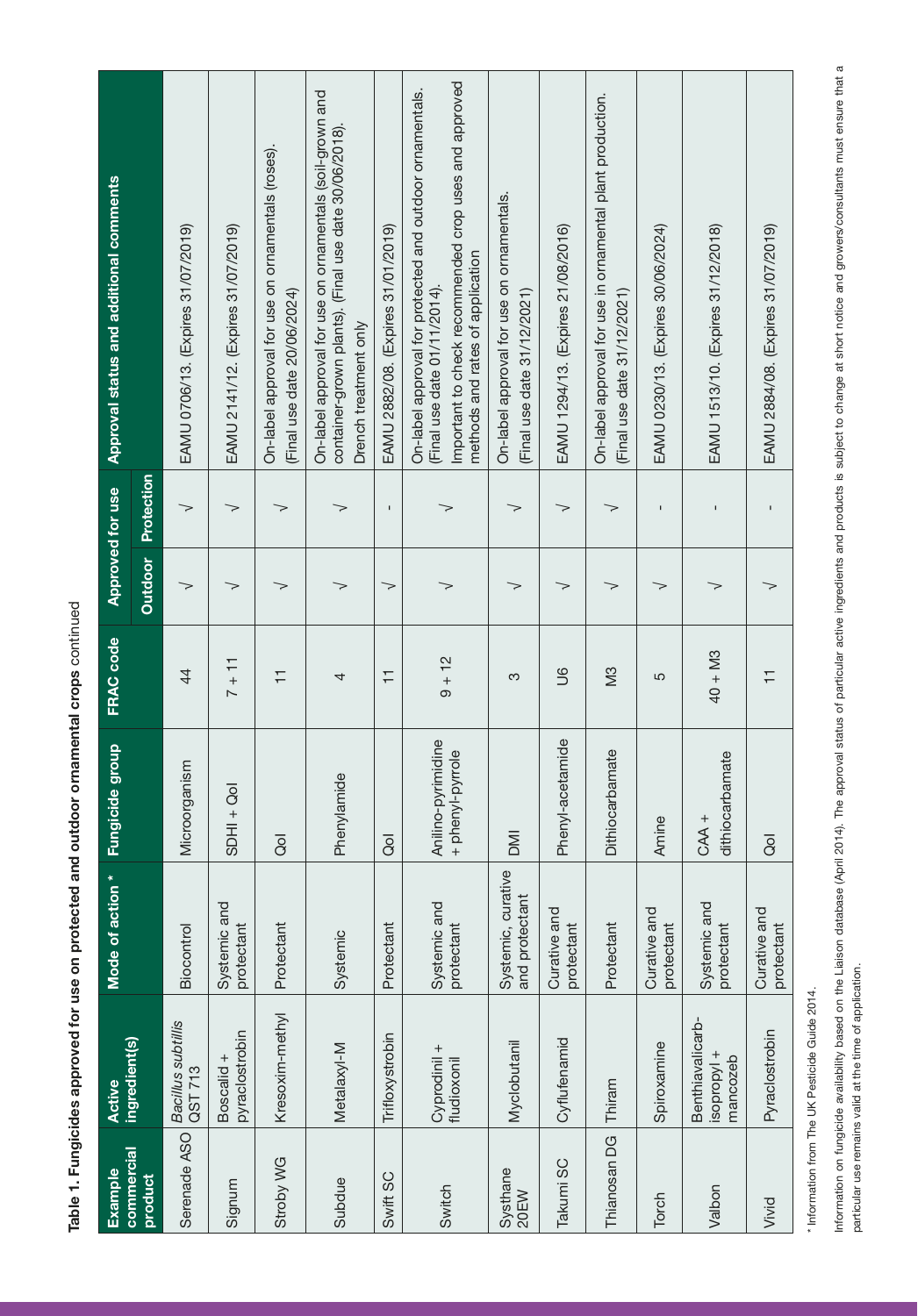**Table 1. Fungicides approved for use on protected and outdoor ornamental crops** continued

| Example commercial product | Active ingredient(s) | Mode of action * | Fungicide group | FRAC code | Approved for use | | Approval status and additional comments |
|---|---|---|---|---|---|---|---|
| | | | | | Outdoor | Protection | |
| Serenade ASO | *Bacillus subtilis* QST 713 | Biocontrol | Microorganism | 44 | √ | √ | EAMU 0706/13. (Expires 31/07/2019) |
| Signum | Boscalid + pyraclostrobin | Systemic and protectant | SDHI + QoI | 7 + 11 | √ | √ | EAMU 2141/12. (Expires 31/07/2019) |
| Stroby WG | Kresoxim-methyl | Protectant | QoI | 11 | √ | √ | On-label approval for use on ornamentals (roses). (Final use date 20/06/2024) |
| Subdue | Metalaxyl-M | Systemic | Phenylamide | 4 | √ | √ | On-label approval for use on ornamentals (soil-grown and container-grown plants). (Final use date 30/06/2018). Drench treatment only |
| Swift SC | Trifloxystrobin | Protectant | QoI | 11 | √ | - | EAMU 2882/08. (Expires 31/01/2019) |
| Switch | Cyprodinil + fludioxonil | Systemic and protectant | Anilino-pyrimidine + phenyl-pyrrole | 9 + 12 | √ | √ | On-label approval for protected and outdoor ornamentals. (Final use date 01/11/2014). Important to check recommended crop uses and approved methods and rates of application |
| Systhane 20EW | Myclobutanil | Systemic, curative and protectant | DMI | 3 | √ | √ | On-label approval for use on ornamentals. (Final use date 31/12/2021) |
| Takumi SC | Cyflufenamid | Curative and protectant | Phenyl-acetamide | U6 | √ | √ | EAMU 1294/13. (Expires 21/08/2016) |
| Thianosan DG | Thiram | Protectant | Dithiocarbamate | M3 | √ | √ | On-label approval for use in ornamental plant production. (Final use date 31/12/2021) |
| Torch | Spiroxamine | Curative and protectant | Amine | 5 | √ | - | EAMU 0230/13. (Expires 30/06/2024) |
| Valbon | Benthiavalicarb-isopropyl + mancozeb | Systemic and protectant | CAA + dithiocarbamate | 40 + M3 | √ | - | EAMU 1513/10. (Expires 31/12/2018) |
| Vivid | Pyraclostrobin | Curative and protectant | QoI | 11 | √ | - | EAMU 2884/08. (Expires 31/07/2019) |

* Information from The UK Pesticide Guide 2014.

Information on fungicide availability based on the Liaison database (April 2014). The approval status of particular active ingredients and products is subject to change at short notice and growers/consultants must ensure that a particular use remains valid at the time of application.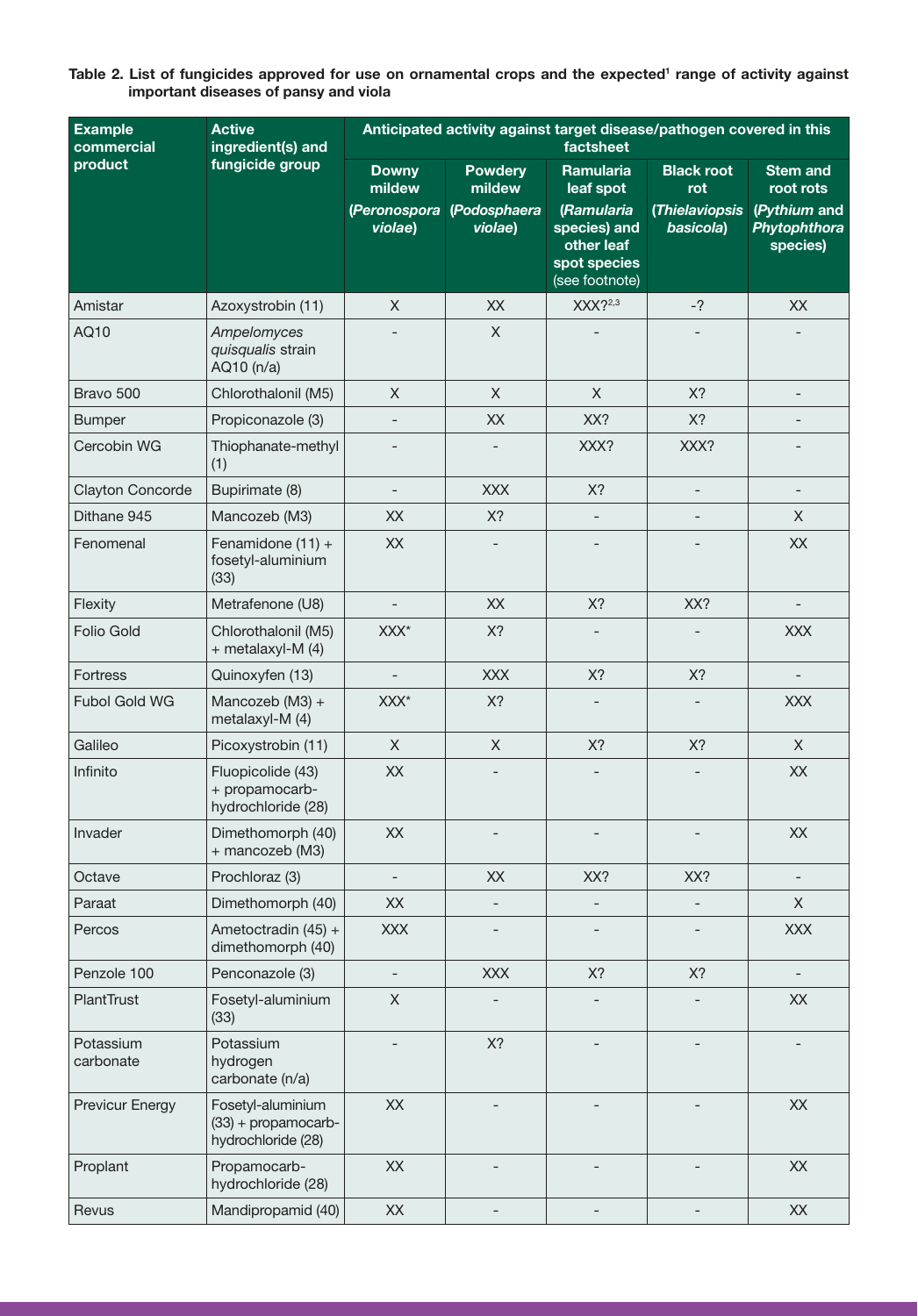**Table 2. List of fungicides approved for use on ornamental crops and the expected[1] range of activity against important diseases of pansy and viola**

| Example commercial product | Active ingredient(s) and fungicide group | Anticipated activity against target disease/pathogen covered in this factsheet | | | | |
|---|---|---|---|---|---|---|
| | | Downy mildew (*Peronospora violae*) | Powdery mildew (*Podosphaera violae*) | Ramularia leaf spot (*Ramularia* species) and other leaf spot species (see footnote) | Black root rot (*Thielaviopsis basicola*) | Stem and root rots (*Pythium* and *Phytophthora* species) |
| Amistar | Azoxystrobin (11) | X | XX | XXX?[2,3] | -? | XX |
| AQ10 | *Ampelomyces quisqualis* strain AQ10 (n/a) | - | X | - | - | - |
| Bravo 500 | Chlorothalonil (M5) | X | X | X | X? | - |
| Bumper | Propiconazole (3) | - | XX | XX? | X? | - |
| Cercobin WG | Thiophanate-methyl (1) | - | - | XXX? | XXX? | - |
| Clayton Concorde | Bupirimate (8) | - | XXX | X? | - | - |
| Dithane 945 | Mancozeb (M3) | XX | X? | - | - | X |
| Fenomenal | Fenamidone (11) + fosetyl-aluminium (33) | XX | - | - | - | XX |
| Flexity | Metrafenone (U8) | - | XX | X? | XX? | - |
| Folio Gold | Chlorothalonil (M5) + metalaxyl-M (4) | XXX* | X? | - | - | XXX |
| Fortress | Quinoxyfen (13) | - | XXX | X? | X? | - |
| Fubol Gold WG | Mancozeb (M3) + metalaxyl-M (4) | XXX* | X? | - | - | XXX |
| Galileo | Picoxystrobin (11) | X | X | X? | X? | X |
| Infinito | Fluopicolide (43) + propamocarb-hydrochloride (28) | XX | - | - | - | XX |
| Invader | Dimethomorph (40) + mancozeb (M3) | XX | - | - | - | XX |
| Octave | Prochloraz (3) | - | XX | XX? | XX? | - |
| Paraat | Dimethomorph (40) | XX | - | - | - | X |
| Percos | Ametoctradin (45) + dimethomorph (40) | XXX | - | - | - | XXX |
| Penzole 100 | Penconazole (3) | - | XXX | X? | X? | - |
| PlantTrust | Fosetyl-aluminium (33) | X | - | - | - | XX |
| Potassium carbonate | Potassium hydrogen carbonate (n/a) | - | X? | - | - | - |
| Previcur Energy | Fosetyl-aluminium (33) + propamocarb-hydrochloride (28) | XX | - | - | - | XX |
| Proplant | Propamocarb-hydrochloride (28) | XX | - | - | - | XX |
| Revus | Mandipropamid (40) | XX | - | - | - | XX |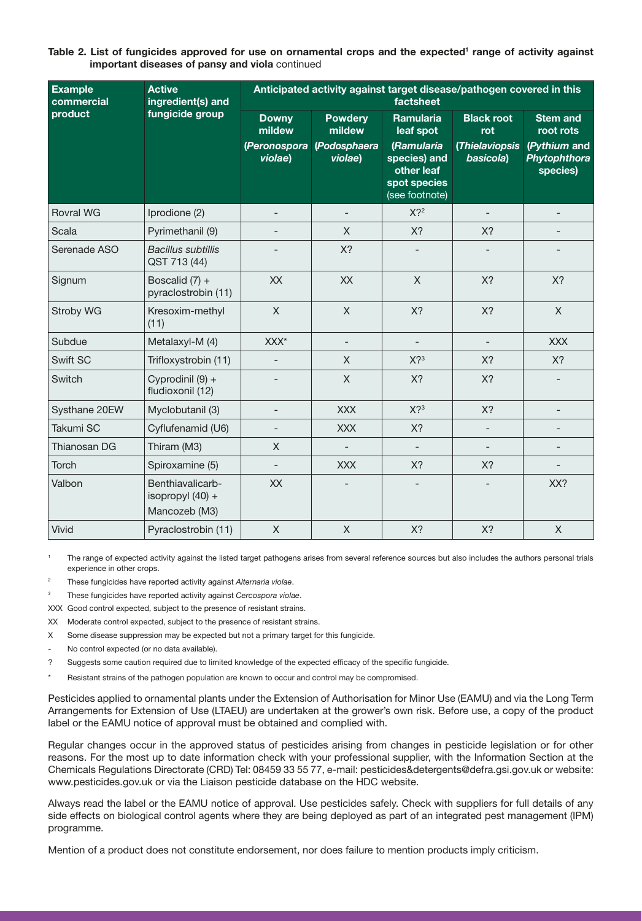**Table 2. List of fungicides approved for use on ornamental crops and the expected[1] range of activity against important diseases of pansy and viola** continued

| Example commercial product | Active ingredient(s) and fungicide group | Anticipated activity against target disease/pathogen covered in this factsheet | | | | |
|---|---|---|---|---|---|---|
| | | Downy mildew (*Peronospora violae*) | Powdery mildew (*Podosphaera violae*) | Ramularia leaf spot (*Ramularia* species) and other leaf spot species (see footnote) | Black root rot (*Thielaviopsis basicola*) | Stem and root rots (*Pythium* and *Phytophthora* species) |
| Rovral WG | Iprodione (2) | - | - | X?[2] | - | - |
| Scala | Pyrimethanil (9) | - | X | X? | X? | - |
| Serenade ASO | *Bacillus subtillis* QST 713 (44) | - | X? | - | - | - |
| Signum | Boscalid (7) + pyraclostrobin (11) | XX | XX | X | X? | X? |
| Stroby WG | Kresoxim-methyl (11) | X | X | X? | X? | X |
| Subdue | Metalaxyl-M (4) | XXX* | - | - | - | XXX |
| Swift SC | Trifloxystrobin (11) | - | X | X?[3] | X? | X? |
| Switch | Cyprodinil (9) + fludioxonil (12) | - | X | X? | X? | - |
| Systhane 20EW | Myclobutanil (3) | - | XXX | X?[3] | X? | - |
| Takumi SC | Cyflufenamid (U6) | - | XXX | X? | - | - |
| Thianosan DG | Thiram (M3) | X | - | - | - | - |
| Torch | Spiroxamine (5) | - | XXX | X? | X? | - |
| Valbon | Benthiavalicarb-isopropyl (40) + Mancozeb (M3) | XX | - | - | - | XX? |
| Vivid | Pyraclostrobin (11) | X | X | X? | X? | X |

[1] The range of expected activity against the listed target pathogens arises from several reference sources but also includes the authors personal trials experience in other crops.

[2] These fungicides have reported activity against *Alternaria violae*.

[3] These fungicides have reported activity against *Cercospora violae*.

XXX Good control expected, subject to the presence of resistant strains.

XX Moderate control expected, subject to the presence of resistant strains.

X Some disease suppression may be expected but not a primary target for this fungicide.

- No control expected (or no data available).

? Suggests some caution required due to limited knowledge of the expected efficacy of the specific fungicide.

\* Resistant strains of the pathogen population are known to occur and control may be compromised.

Pesticides applied to ornamental plants under the Extension of Authorisation for Minor Use (EAMU) and via the Long Term Arrangements for Extension of Use (LTAEU) are undertaken at the grower's own risk. Before use, a copy of the product label or the EAMU notice of approval must be obtained and complied with.

Regular changes occur in the approved status of pesticides arising from changes in pesticide legislation or for other reasons. For the most up to date information check with your professional supplier, with the Information Section at the Chemicals Regulations Directorate (CRD) Tel: 08459 33 55 77, e-mail: pesticides&detergents@defra.gsi.gov.uk or website: www.pesticides.gov.uk or via the Liaison pesticide database on the HDC website.

Always read the label or the EAMU notice of approval. Use pesticides safely. Check with suppliers for full details of any side effects on biological control agents where they are being deployed as part of an integrated pest management (IPM) programme.

Mention of a product does not constitute endorsement, nor does failure to mention products imply criticism.